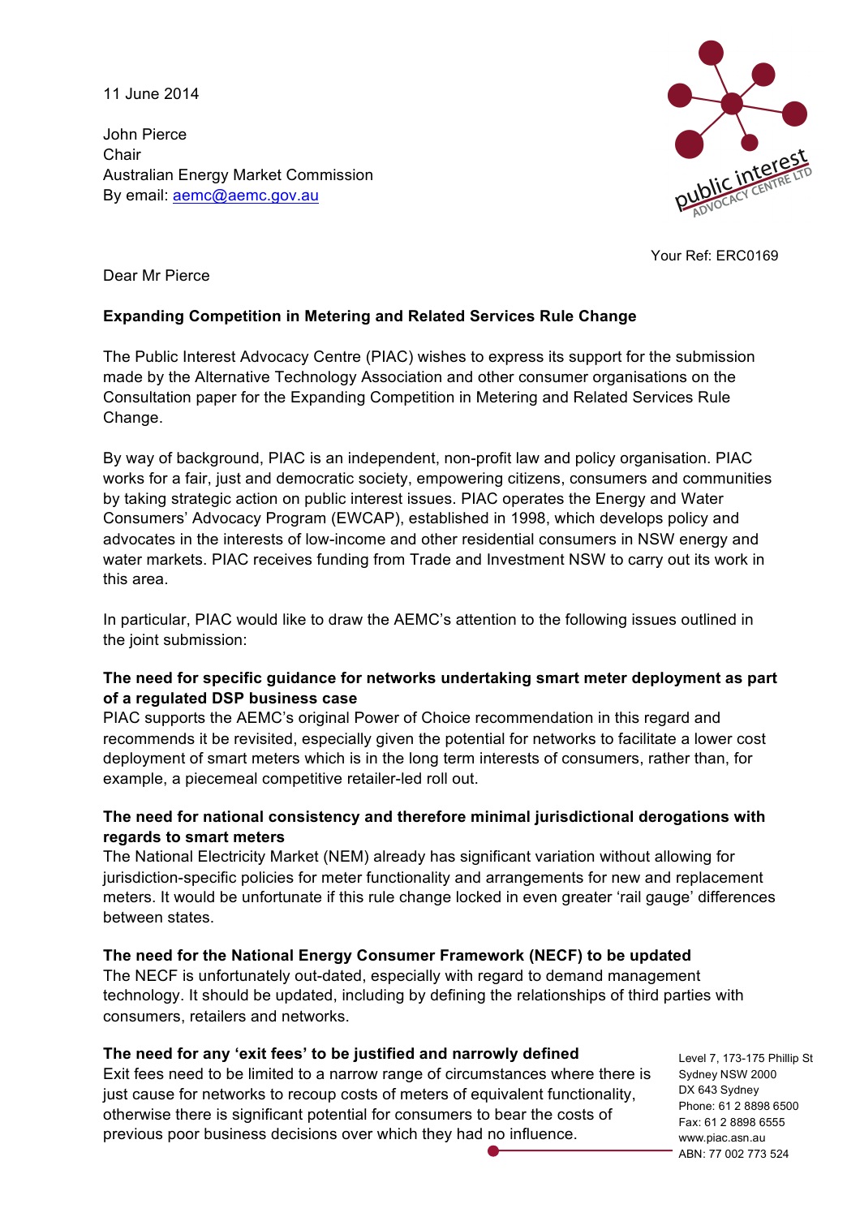11 June 2014

John Pierce
Chair
Australian Energy Market Commission
By email: aemc@aemc.gov.au

public interest ADVOCACY CENTRE LTD

Your Ref: ERC0169

Dear Mr Pierce

**Expanding Competition in Metering and Related Services Rule Change**

The Public Interest Advocacy Centre (PIAC) wishes to express its support for the submission made by the Alternative Technology Association and other consumer organisations on the Consultation paper for the Expanding Competition in Metering and Related Services Rule Change.

By way of background, PIAC is an independent, non-profit law and policy organisation. PIAC works for a fair, just and democratic society, empowering citizens, consumers and communities by taking strategic action on public interest issues. PIAC operates the Energy and Water Consumers' Advocacy Program (EWCAP), established in 1998, which develops policy and advocates in the interests of low-income and other residential consumers in NSW energy and water markets. PIAC receives funding from Trade and Investment NSW to carry out its work in this area.

In particular, PIAC would like to draw the AEMC's attention to the following issues outlined in the joint submission:

**The need for specific guidance for networks undertaking smart meter deployment as part of a regulated DSP business case**

PIAC supports the AEMC's original Power of Choice recommendation in this regard and recommends it be revisited, especially given the potential for networks to facilitate a lower cost deployment of smart meters which is in the long term interests of consumers, rather than, for example, a piecemeal competitive retailer-led roll out.

**The need for national consistency and therefore minimal jurisdictional derogations with regards to smart meters**

The National Electricity Market (NEM) already has significant variation without allowing for jurisdiction-specific policies for meter functionality and arrangements for new and replacement meters. It would be unfortunate if this rule change locked in even greater 'rail gauge' differences between states.

**The need for the National Energy Consumer Framework (NECF) to be updated**

The NECF is unfortunately out-dated, especially with regard to demand management technology. It should be updated, including by defining the relationships of third parties with consumers, retailers and networks.

**The need for any 'exit fees' to be justified and narrowly defined**

Exit fees need to be limited to a narrow range of circumstances where there is just cause for networks to recoup costs of meters of equivalent functionality, otherwise there is significant potential for consumers to bear the costs of previous poor business decisions over which they had no influence.

Level 7, 173-175 Phillip St
Sydney NSW 2000
DX 643 Sydney
Phone: 61 2 8898 6500
Fax: 61 2 8898 6555
www.piac.asn.au
ABN: 77 002 773 524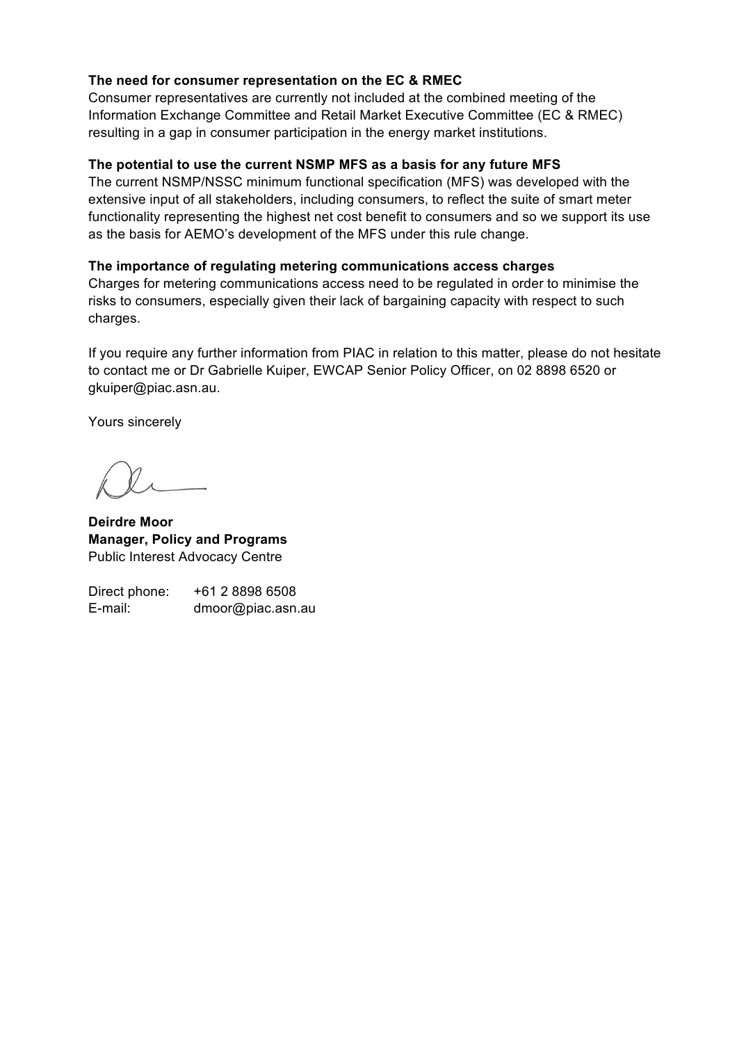**The need for consumer representation on the EC & RMEC**

Consumer representatives are currently not included at the combined meeting of the Information Exchange Committee and Retail Market Executive Committee (EC & RMEC) resulting in a gap in consumer participation in the energy market institutions.

**The potential to use the current NSMP MFS as a basis for any future MFS**

The current NSMP/NSSC minimum functional specification (MFS) was developed with the extensive input of all stakeholders, including consumers, to reflect the suite of smart meter functionality representing the highest net cost benefit to consumers and so we support its use as the basis for AEMO's development of the MFS under this rule change.

**The importance of regulating metering communications access charges**

Charges for metering communications access need to be regulated in order to minimise the risks to consumers, especially given their lack of bargaining capacity with respect to such charges.

If you require any further information from PIAC in relation to this matter, please do not hesitate to contact me or Dr Gabrielle Kuiper, EWCAP Senior Policy Officer, on 02 8898 6520 or gkuiper@piac.asn.au.

Yours sincerely

**Deirdre Moor**
**Manager, Policy and Programs**
Public Interest Advocacy Centre

Direct phone: +61 2 8898 6508
E-mail: dmoor@piac.asn.au